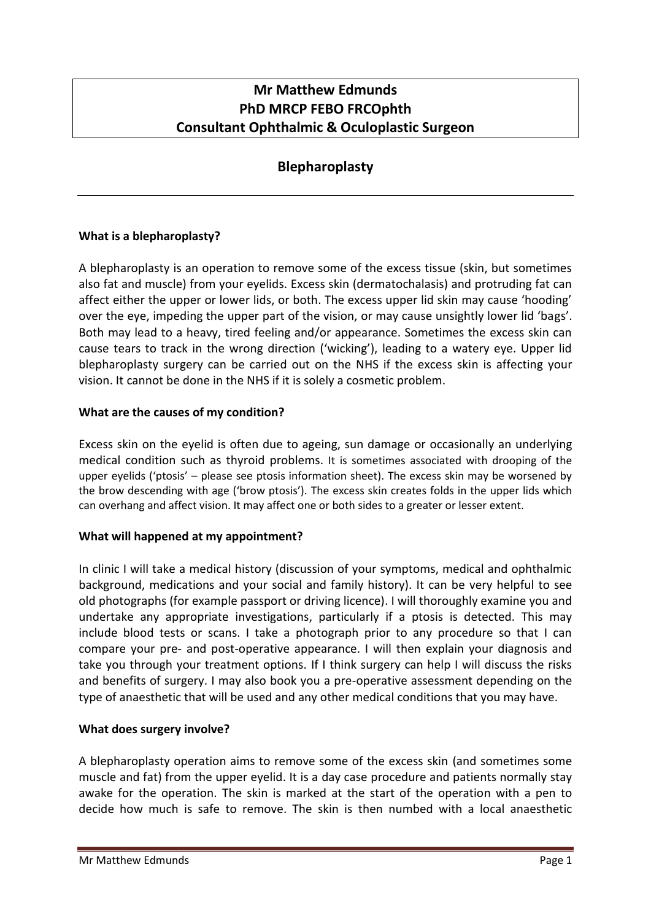**Mr Matthew Edmunds**
**PhD MRCP FEBO FRCOphth**
**Consultant Ophthalmic & Oculoplastic Surgeon**

# Blepharoplasty

**What is a blepharoplasty?**

A blepharoplasty is an operation to remove some of the excess tissue (skin, but sometimes also fat and muscle) from your eyelids. Excess skin (dermatochalasis) and protruding fat can affect either the upper or lower lids, or both. The excess upper lid skin may cause 'hooding' over the eye, impeding the upper part of the vision, or may cause unsightly lower lid 'bags'. Both may lead to a heavy, tired feeling and/or appearance. Sometimes the excess skin can cause tears to track in the wrong direction ('wicking'), leading to a watery eye. Upper lid blepharoplasty surgery can be carried out on the NHS if the excess skin is affecting your vision. It cannot be done in the NHS if it is solely a cosmetic problem.

**What are the causes of my condition?**

Excess skin on the eyelid is often due to ageing, sun damage or occasionally an underlying medical condition such as thyroid problems. It is sometimes associated with drooping of the upper eyelids ('ptosis' – please see ptosis information sheet). The excess skin may be worsened by the brow descending with age ('brow ptosis'). The excess skin creates folds in the upper lids which can overhang and affect vision. It may affect one or both sides to a greater or lesser extent.

**What will happened at my appointment?**

In clinic I will take a medical history (discussion of your symptoms, medical and ophthalmic background, medications and your social and family history). It can be very helpful to see old photographs (for example passport or driving licence). I will thoroughly examine you and undertake any appropriate investigations, particularly if a ptosis is detected. This may include blood tests or scans. I take a photograph prior to any procedure so that I can compare your pre- and post-operative appearance. I will then explain your diagnosis and take you through your treatment options. If I think surgery can help I will discuss the risks and benefits of surgery. I may also book you a pre-operative assessment depending on the type of anaesthetic that will be used and any other medical conditions that you may have.

**What does surgery involve?**

A blepharoplasty operation aims to remove some of the excess skin (and sometimes some muscle and fat) from the upper eyelid. It is a day case procedure and patients normally stay awake for the operation. The skin is marked at the start of the operation with a pen to decide how much is safe to remove. The skin is then numbed with a local anaesthetic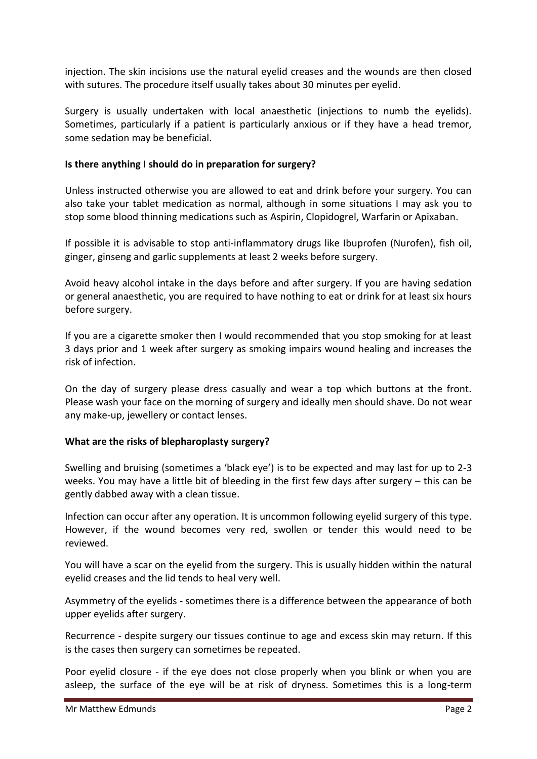injection. The skin incisions use the natural eyelid creases and the wounds are then closed with sutures. The procedure itself usually takes about 30 minutes per eyelid.

Surgery is usually undertaken with local anaesthetic (injections to numb the eyelids). Sometimes, particularly if a patient is particularly anxious or if they have a head tremor, some sedation may be beneficial.

**Is there anything I should do in preparation for surgery?**

Unless instructed otherwise you are allowed to eat and drink before your surgery. You can also take your tablet medication as normal, although in some situations I may ask you to stop some blood thinning medications such as Aspirin, Clopidogrel, Warfarin or Apixaban.

If possible it is advisable to stop anti-inflammatory drugs like Ibuprofen (Nurofen), fish oil, ginger, ginseng and garlic supplements at least 2 weeks before surgery.

Avoid heavy alcohol intake in the days before and after surgery. If you are having sedation or general anaesthetic, you are required to have nothing to eat or drink for at least six hours before surgery.

If you are a cigarette smoker then I would recommended that you stop smoking for at least 3 days prior and 1 week after surgery as smoking impairs wound healing and increases the risk of infection.

On the day of surgery please dress casually and wear a top which buttons at the front. Please wash your face on the morning of surgery and ideally men should shave. Do not wear any make-up, jewellery or contact lenses.

**What are the risks of blepharoplasty surgery?**

Swelling and bruising (sometimes a 'black eye') is to be expected and may last for up to 2-3 weeks. You may have a little bit of bleeding in the first few days after surgery – this can be gently dabbed away with a clean tissue.

Infection can occur after any operation. It is uncommon following eyelid surgery of this type. However, if the wound becomes very red, swollen or tender this would need to be reviewed.

You will have a scar on the eyelid from the surgery. This is usually hidden within the natural eyelid creases and the lid tends to heal very well.

Asymmetry of the eyelids - sometimes there is a difference between the appearance of both upper eyelids after surgery.

Recurrence - despite surgery our tissues continue to age and excess skin may return. If this is the cases then surgery can sometimes be repeated.

Poor eyelid closure - if the eye does not close properly when you blink or when you are asleep, the surface of the eye will be at risk of dryness. Sometimes this is a long-term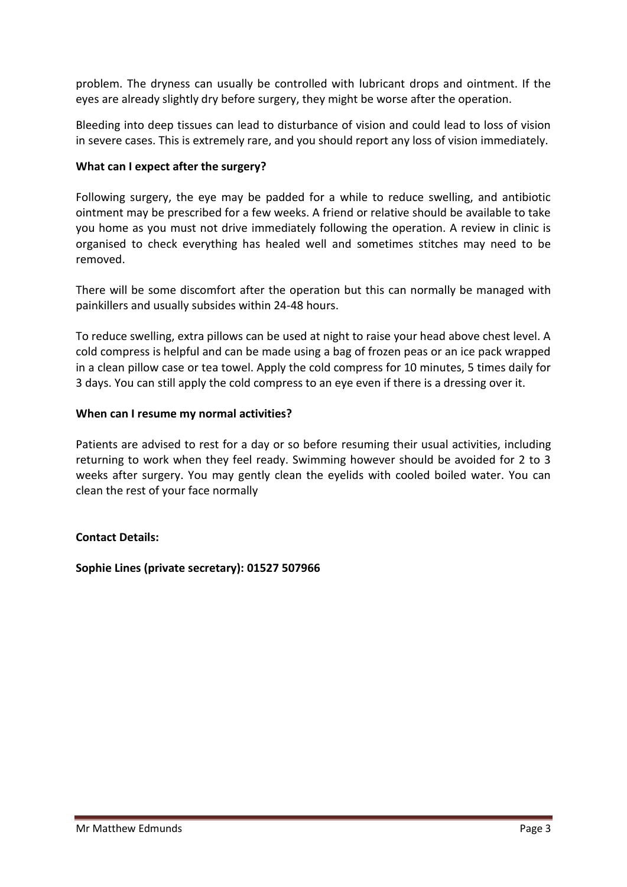problem. The dryness can usually be controlled with lubricant drops and ointment. If the eyes are already slightly dry before surgery, they might be worse after the operation.

Bleeding into deep tissues can lead to disturbance of vision and could lead to loss of vision in severe cases. This is extremely rare, and you should report any loss of vision immediately.

**What can I expect after the surgery?**

Following surgery, the eye may be padded for a while to reduce swelling, and antibiotic ointment may be prescribed for a few weeks. A friend or relative should be available to take you home as you must not drive immediately following the operation. A review in clinic is organised to check everything has healed well and sometimes stitches may need to be removed.

There will be some discomfort after the operation but this can normally be managed with painkillers and usually subsides within 24-48 hours.

To reduce swelling, extra pillows can be used at night to raise your head above chest level. A cold compress is helpful and can be made using a bag of frozen peas or an ice pack wrapped in a clean pillow case or tea towel. Apply the cold compress for 10 minutes, 5 times daily for 3 days. You can still apply the cold compress to an eye even if there is a dressing over it.

**When can I resume my normal activities?**

Patients are advised to rest for a day or so before resuming their usual activities, including returning to work when they feel ready. Swimming however should be avoided for 2 to 3 weeks after surgery. You may gently clean the eyelids with cooled boiled water. You can clean the rest of your face normally

**Contact Details:**

**Sophie Lines (private secretary): 01527 507966**